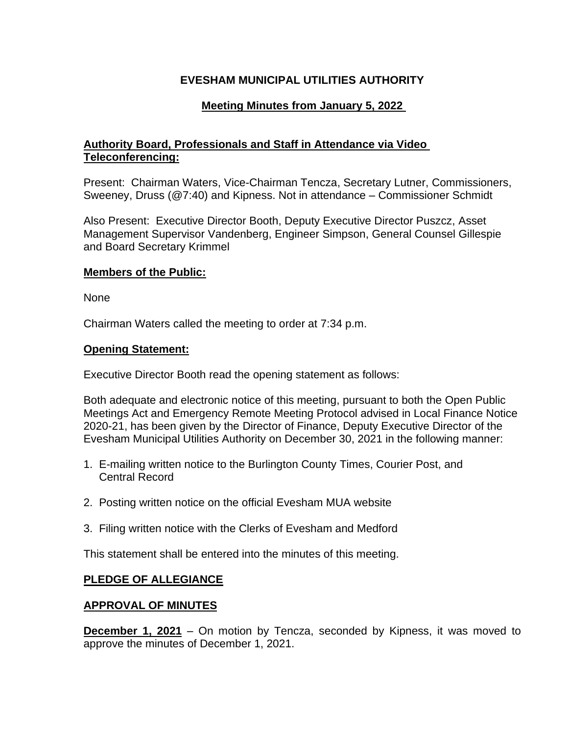# EVESHAM MUNICIPAL UTILITIES AUTHORITY

## Meeting Minutes from January 5, 2022

**Authority Board, Professionals and Staff in Attendance via Video Teleconferencing:**

Present: Chairman Waters, Vice-Chairman Tencza, Secretary Lutner, Commissioners, Sweeney, Druss (@7:40) and Kipness. Not in attendance – Commissioner Schmidt

Also Present: Executive Director Booth, Deputy Executive Director Puszcz, Asset Management Supervisor Vandenberg, Engineer Simpson, General Counsel Gillespie and Board Secretary Krimmel

**Members of the Public:**

None

Chairman Waters called the meeting to order at 7:34 p.m.

**Opening Statement:**

Executive Director Booth read the opening statement as follows:

Both adequate and electronic notice of this meeting, pursuant to both the Open Public Meetings Act and Emergency Remote Meeting Protocol advised in Local Finance Notice 2020-21, has been given by the Director of Finance, Deputy Executive Director of the Evesham Municipal Utilities Authority on December 30, 2021 in the following manner:

1. E-mailing written notice to the Burlington County Times, Courier Post, and Central Record
2. Posting written notice on the official Evesham MUA website
3. Filing written notice with the Clerks of Evesham and Medford

This statement shall be entered into the minutes of this meeting.

**PLEDGE OF ALLEGIANCE**

**APPROVAL OF MINUTES**

**December 1, 2021** – On motion by Tencza, seconded by Kipness, it was moved to approve the minutes of December 1, 2021.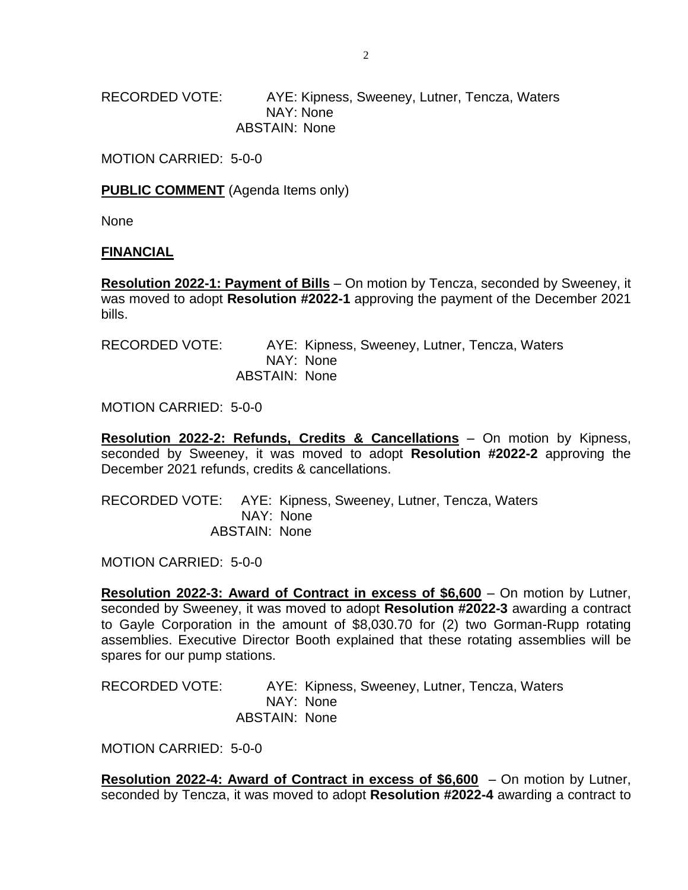RECORDED VOTE: AYE: Kipness, Sweeney, Lutner, Tencza, Waters
NAY: None
ABSTAIN: None

MOTION CARRIED: 5-0-0

**PUBLIC COMMENT** (Agenda Items only)

None

**FINANCIAL**

**Resolution 2022-1: Payment of Bills** – On motion by Tencza, seconded by Sweeney, it was moved to adopt **Resolution #2022-1** approving the payment of the December 2021 bills.

RECORDED VOTE: AYE: Kipness, Sweeney, Lutner, Tencza, Waters
NAY: None
ABSTAIN: None

MOTION CARRIED: 5-0-0

**Resolution 2022-2: Refunds, Credits & Cancellations** – On motion by Kipness, seconded by Sweeney, it was moved to adopt **Resolution #2022-2** approving the December 2021 refunds, credits & cancellations.

RECORDED VOTE: AYE: Kipness, Sweeney, Lutner, Tencza, Waters
NAY: None
ABSTAIN: None

MOTION CARRIED: 5-0-0

**Resolution 2022-3: Award of Contract in excess of $6,600** – On motion by Lutner, seconded by Sweeney, it was moved to adopt **Resolution #2022-3** awarding a contract to Gayle Corporation in the amount of $8,030.70 for (2) two Gorman-Rupp rotating assemblies. Executive Director Booth explained that these rotating assemblies will be spares for our pump stations.

RECORDED VOTE: AYE: Kipness, Sweeney, Lutner, Tencza, Waters
NAY: None
ABSTAIN: None

MOTION CARRIED: 5-0-0

**Resolution 2022-4: Award of Contract in excess of $6,600** – On motion by Lutner, seconded by Tencza, it was moved to adopt **Resolution #2022-4** awarding a contract to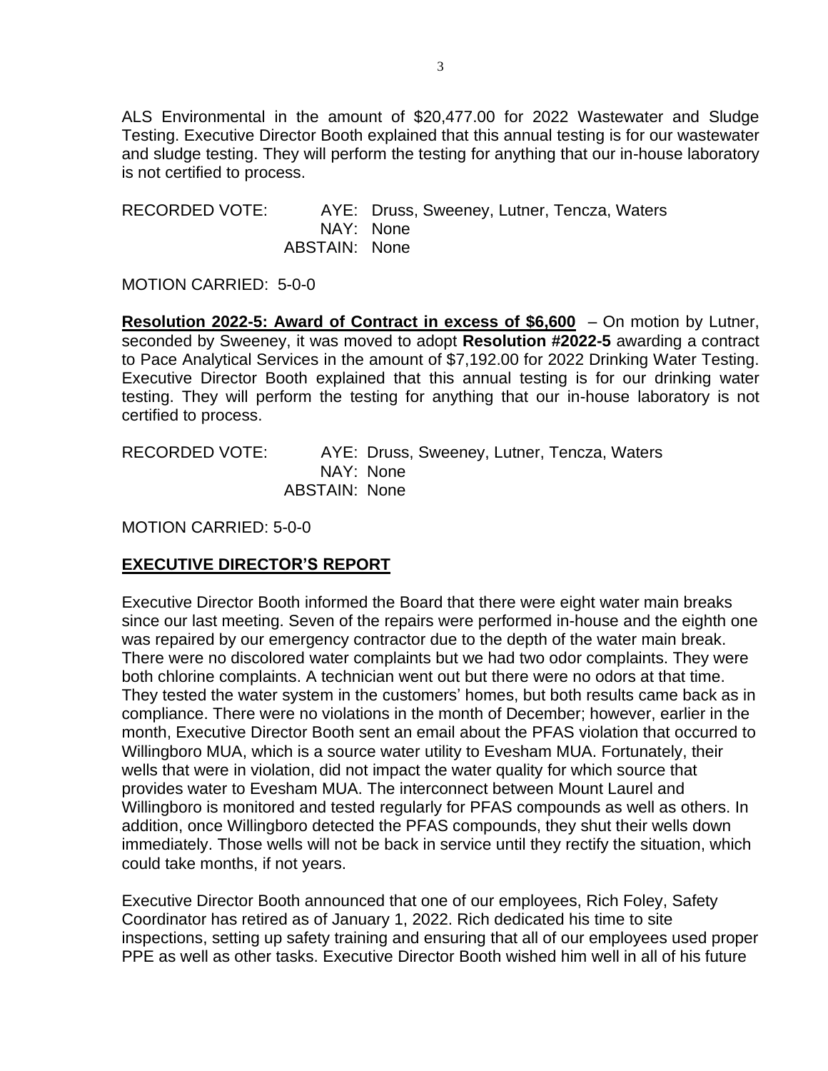ALS Environmental in the amount of $20,477.00 for 2022 Wastewater and Sludge Testing. Executive Director Booth explained that this annual testing is for our wastewater and sludge testing. They will perform the testing for anything that our in-house laboratory is not certified to process.

RECORDED VOTE: AYE: Druss, Sweeney, Lutner, Tencza, Waters
NAY: None
ABSTAIN: None

MOTION CARRIED: 5-0-0

**Resolution 2022-5: Award of Contract in excess of $6,600** – On motion by Lutner, seconded by Sweeney, it was moved to adopt **Resolution #2022-5** awarding a contract to Pace Analytical Services in the amount of $7,192.00 for 2022 Drinking Water Testing. Executive Director Booth explained that this annual testing is for our drinking water testing. They will perform the testing for anything that our in-house laboratory is not certified to process.

RECORDED VOTE: AYE: Druss, Sweeney, Lutner, Tencza, Waters
NAY: None
ABSTAIN: None

MOTION CARRIED: 5-0-0

## EXECUTIVE DIRECTOR'S REPORT

Executive Director Booth informed the Board that there were eight water main breaks since our last meeting. Seven of the repairs were performed in-house and the eighth one was repaired by our emergency contractor due to the depth of the water main break. There were no discolored water complaints but we had two odor complaints. They were both chlorine complaints. A technician went out but there were no odors at that time. They tested the water system in the customers' homes, but both results came back as in compliance. There were no violations in the month of December; however, earlier in the month, Executive Director Booth sent an email about the PFAS violation that occurred to Willingboro MUA, which is a source water utility to Evesham MUA. Fortunately, their wells that were in violation, did not impact the water quality for which source that provides water to Evesham MUA. The interconnect between Mount Laurel and Willingboro is monitored and tested regularly for PFAS compounds as well as others. In addition, once Willingboro detected the PFAS compounds, they shut their wells down immediately. Those wells will not be back in service until they rectify the situation, which could take months, if not years.

Executive Director Booth announced that one of our employees, Rich Foley, Safety Coordinator has retired as of January 1, 2022. Rich dedicated his time to site inspections, setting up safety training and ensuring that all of our employees used proper PPE as well as other tasks. Executive Director Booth wished him well in all of his future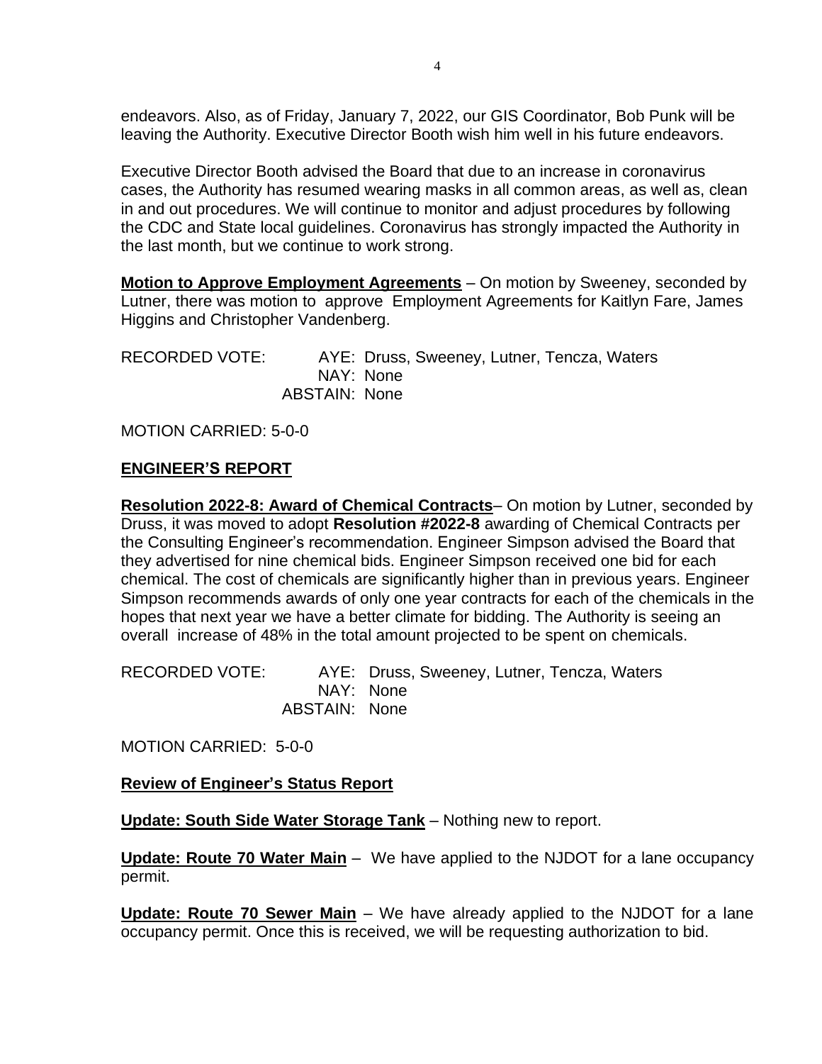endeavors. Also, as of Friday, January 7, 2022, our GIS Coordinator, Bob Punk will be leaving the Authority. Executive Director Booth wish him well in his future endeavors.

Executive Director Booth advised the Board that due to an increase in coronavirus cases, the Authority has resumed wearing masks in all common areas, as well as, clean in and out procedures. We will continue to monitor and adjust procedures by following the CDC and State local guidelines. Coronavirus has strongly impacted the Authority in the last month, but we continue to work strong.

**Motion to Approve Employment Agreements** – On motion by Sweeney, seconded by Lutner, there was motion to approve Employment Agreements for Kaitlyn Fare, James Higgins and Christopher Vandenberg.

RECORDED VOTE: AYE: Druss, Sweeney, Lutner, Tencza, Waters
NAY: None
ABSTAIN: None

MOTION CARRIED: 5-0-0

## ENGINEER'S REPORT

**Resolution 2022-8: Award of Chemical Contracts**– On motion by Lutner, seconded by Druss, it was moved to adopt **Resolution #2022-8** awarding of Chemical Contracts per the Consulting Engineer's recommendation. Engineer Simpson advised the Board that they advertised for nine chemical bids. Engineer Simpson received one bid for each chemical. The cost of chemicals are significantly higher than in previous years. Engineer Simpson recommends awards of only one year contracts for each of the chemicals in the hopes that next year we have a better climate for bidding. The Authority is seeing an overall increase of 48% in the total amount projected to be spent on chemicals.

RECORDED VOTE: AYE: Druss, Sweeney, Lutner, Tencza, Waters
NAY: None
ABSTAIN: None

MOTION CARRIED: 5-0-0

**Review of Engineer's Status Report**

**Update: South Side Water Storage Tank** – Nothing new to report.

**Update: Route 70 Water Main** – We have applied to the NJDOT for a lane occupancy permit.

**Update: Route 70 Sewer Main** – We have already applied to the NJDOT for a lane occupancy permit. Once this is received, we will be requesting authorization to bid.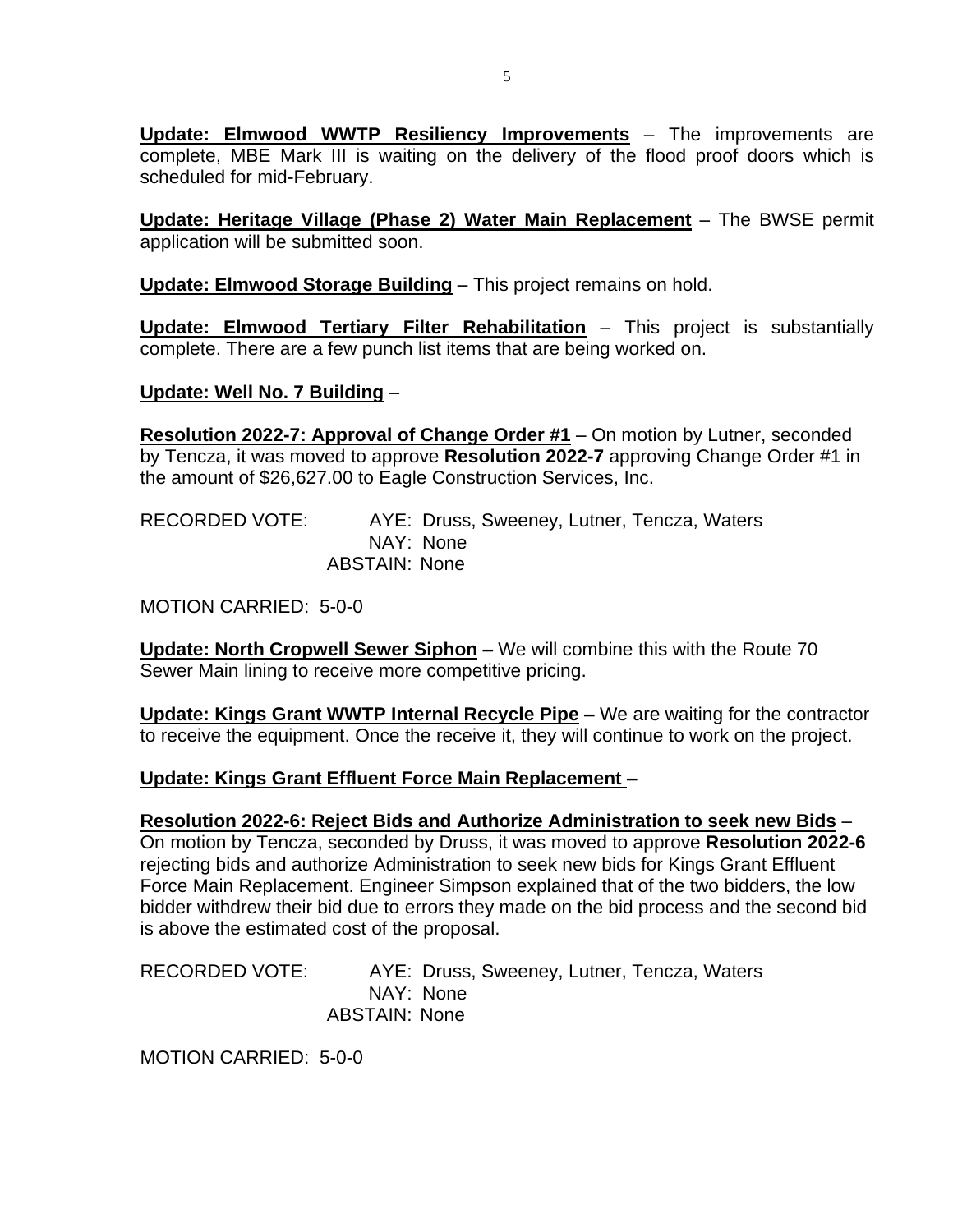**<u>Update: Elmwood WWTP Resiliency Improvements</u>** – The improvements are complete, MBE Mark III is waiting on the delivery of the flood proof doors which is scheduled for mid-February.

**<u>Update: Heritage Village (Phase 2) Water Main Replacement</u>** – The BWSE permit application will be submitted soon.

**<u>Update: Elmwood Storage Building</u>** – This project remains on hold.

**<u>Update: Elmwood Tertiary Filter Rehabilitation</u>** – This project is substantially complete. There are a few punch list items that are being worked on.

**<u>Update: Well No. 7 Building</u>** –

**<u>Resolution 2022-7: Approval of Change Order #1</u>** – On motion by Lutner, seconded by Tencza, it was moved to approve **Resolution 2022-7** approving Change Order #1 in the amount of $26,627.00 to Eagle Construction Services, Inc.

RECORDED VOTE: AYE: Druss, Sweeney, Lutner, Tencza, Waters
NAY: None
ABSTAIN: None

MOTION CARRIED: 5-0-0

**<u>Update: North Cropwell Sewer Siphon</u> –** We will combine this with the Route 70 Sewer Main lining to receive more competitive pricing.

**<u>Update: Kings Grant WWTP Internal Recycle Pipe</u> –** We are waiting for the contractor to receive the equipment. Once the receive it, they will continue to work on the project.

**<u>Update: Kings Grant Effluent Force Main Replacement –</u>**

**<u>Resolution 2022-6: Reject Bids and Authorize Administration to seek new Bids</u>** – On motion by Tencza, seconded by Druss, it was moved to approve **Resolution 2022-6** rejecting bids and authorize Administration to seek new bids for Kings Grant Effluent Force Main Replacement. Engineer Simpson explained that of the two bidders, the low bidder withdrew their bid due to errors they made on the bid process and the second bid is above the estimated cost of the proposal.

RECORDED VOTE: AYE: Druss, Sweeney, Lutner, Tencza, Waters
NAY: None
ABSTAIN: None

MOTION CARRIED: 5-0-0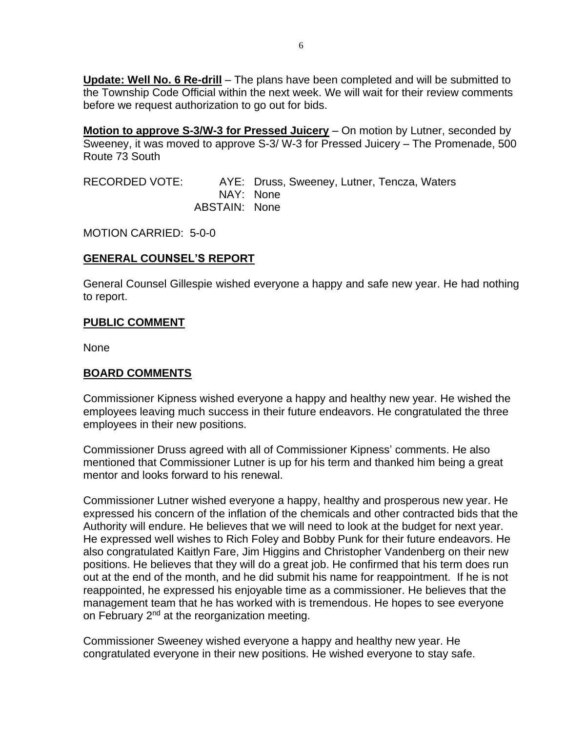**Update: Well No. 6 Re-drill** – The plans have been completed and will be submitted to the Township Code Official within the next week. We will wait for their review comments before we request authorization to go out for bids.

**Motion to approve S-3/W-3 for Pressed Juicery** – On motion by Lutner, seconded by Sweeney, it was moved to approve S-3/ W-3 for Pressed Juicery – The Promenade, 500 Route 73 South

RECORDED VOTE: AYE: Druss, Sweeney, Lutner, Tencza, Waters
NAY: None
ABSTAIN: None

MOTION CARRIED: 5-0-0

## GENERAL COUNSEL'S REPORT

General Counsel Gillespie wished everyone a happy and safe new year. He had nothing to report.

## PUBLIC COMMENT

None

## BOARD COMMENTS

Commissioner Kipness wished everyone a happy and healthy new year. He wished the employees leaving much success in their future endeavors. He congratulated the three employees in their new positions.

Commissioner Druss agreed with all of Commissioner Kipness' comments. He also mentioned that Commissioner Lutner is up for his term and thanked him being a great mentor and looks forward to his renewal.

Commissioner Lutner wished everyone a happy, healthy and prosperous new year. He expressed his concern of the inflation of the chemicals and other contracted bids that the Authority will endure. He believes that we will need to look at the budget for next year. He expressed well wishes to Rich Foley and Bobby Punk for their future endeavors. He also congratulated Kaitlyn Fare, Jim Higgins and Christopher Vandenberg on their new positions. He believes that they will do a great job. He confirmed that his term does run out at the end of the month, and he did submit his name for reappointment. If he is not reappointed, he expressed his enjoyable time as a commissioner. He believes that the management team that he has worked with is tremendous. He hopes to see everyone on February 2nd at the reorganization meeting.

Commissioner Sweeney wished everyone a happy and healthy new year. He congratulated everyone in their new positions. He wished everyone to stay safe.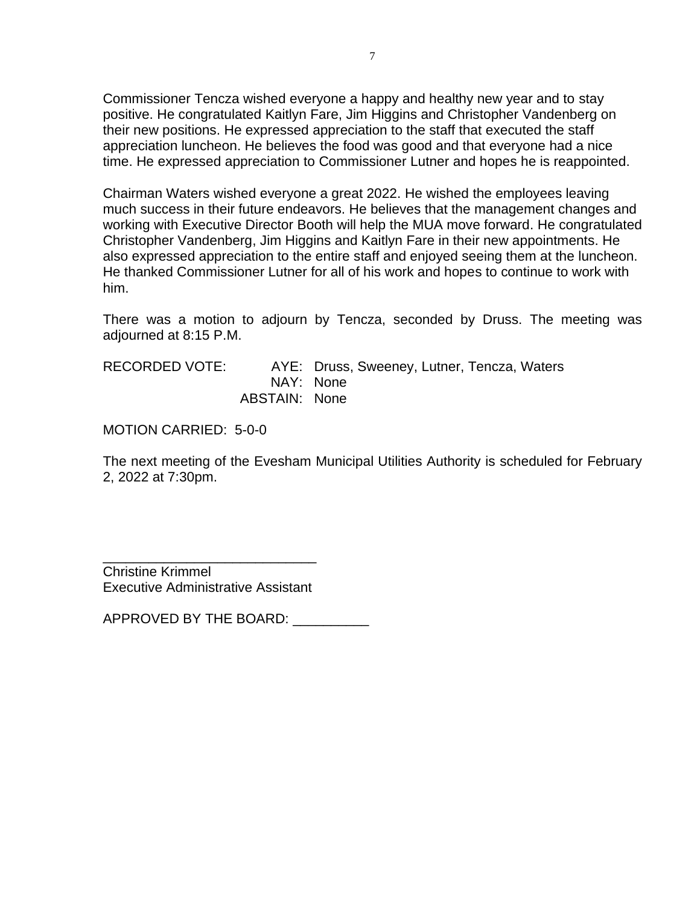Commissioner Tencza wished everyone a happy and healthy new year and to stay positive. He congratulated Kaitlyn Fare, Jim Higgins and Christopher Vandenberg on their new positions. He expressed appreciation to the staff that executed the staff appreciation luncheon. He believes the food was good and that everyone had a nice time. He expressed appreciation to Commissioner Lutner and hopes he is reappointed.

Chairman Waters wished everyone a great 2022. He wished the employees leaving much success in their future endeavors. He believes that the management changes and working with Executive Director Booth will help the MUA move forward. He congratulated Christopher Vandenberg, Jim Higgins and Kaitlyn Fare in their new appointments. He also expressed appreciation to the entire staff and enjoyed seeing them at the luncheon. He thanked Commissioner Lutner for all of his work and hopes to continue to work with him.

There was a motion to adjourn by Tencza, seconded by Druss. The meeting was adjourned at 8:15 P.M.

RECORDED VOTE: AYE: Druss, Sweeney, Lutner, Tencza, Waters
NAY: None
ABSTAIN: None

MOTION CARRIED: 5-0-0

The next meeting of the Evesham Municipal Utilities Authority is scheduled for February 2, 2022 at 7:30pm.

____________________________
Christine Krimmel
Executive Administrative Assistant

APPROVED BY THE BOARD: __________